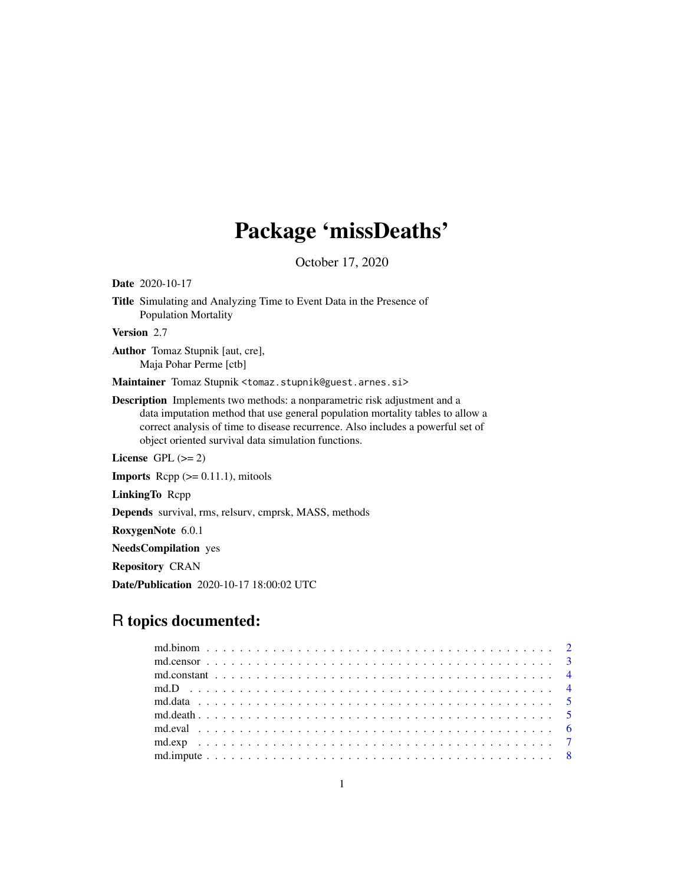# Package 'missDeaths'

October 17, 2020

**Date** 2020-10-17

**Title** Simulating and Analyzing Time to Event Data in the Presence of Population Mortality

**Version** 2.7

**Author** Tomaz Stupnik [aut, cre], Maja Pohar Perme [ctb]

**Maintainer** Tomaz Stupnik <tomaz.stupnik@guest.arnes.si>

**Description** Implements two methods: a nonparametric risk adjustment and a data imputation method that use general population mortality tables to allow a correct analysis of time to disease recurrence. Also includes a powerful set of object oriented survival data simulation functions.

**License** GPL (>= 2)

**Imports** Rcpp (>= 0.11.1), mitools

**LinkingTo** Rcpp

**Depends** survival, rms, relsurv, cmprsk, MASS, methods

**RoxygenNote** 6.0.1

**NeedsCompilation** yes

**Repository** CRAN

**Date/Publication** 2020-10-17 18:00:02 UTC

## R topics documented:

md.binom . . . . . . . . . . . . . . . . . . . . . . . . . . . . . . . . . . . . . . . 2
md.censor . . . . . . . . . . . . . . . . . . . . . . . . . . . . . . . . . . . . . . . 3
md.constant . . . . . . . . . . . . . . . . . . . . . . . . . . . . . . . . . . . . . . 4
md.D . . . . . . . . . . . . . . . . . . . . . . . . . . . . . . . . . . . . . . . . . 4
md.data . . . . . . . . . . . . . . . . . . . . . . . . . . . . . . . . . . . . . . . . 5
md.death . . . . . . . . . . . . . . . . . . . . . . . . . . . . . . . . . . . . . . . 5
md.eval . . . . . . . . . . . . . . . . . . . . . . . . . . . . . . . . . . . . . . . . 6
md.exp . . . . . . . . . . . . . . . . . . . . . . . . . . . . . . . . . . . . . . . . 7
md.impute . . . . . . . . . . . . . . . . . . . . . . . . . . . . . . . . . . . . . . . 8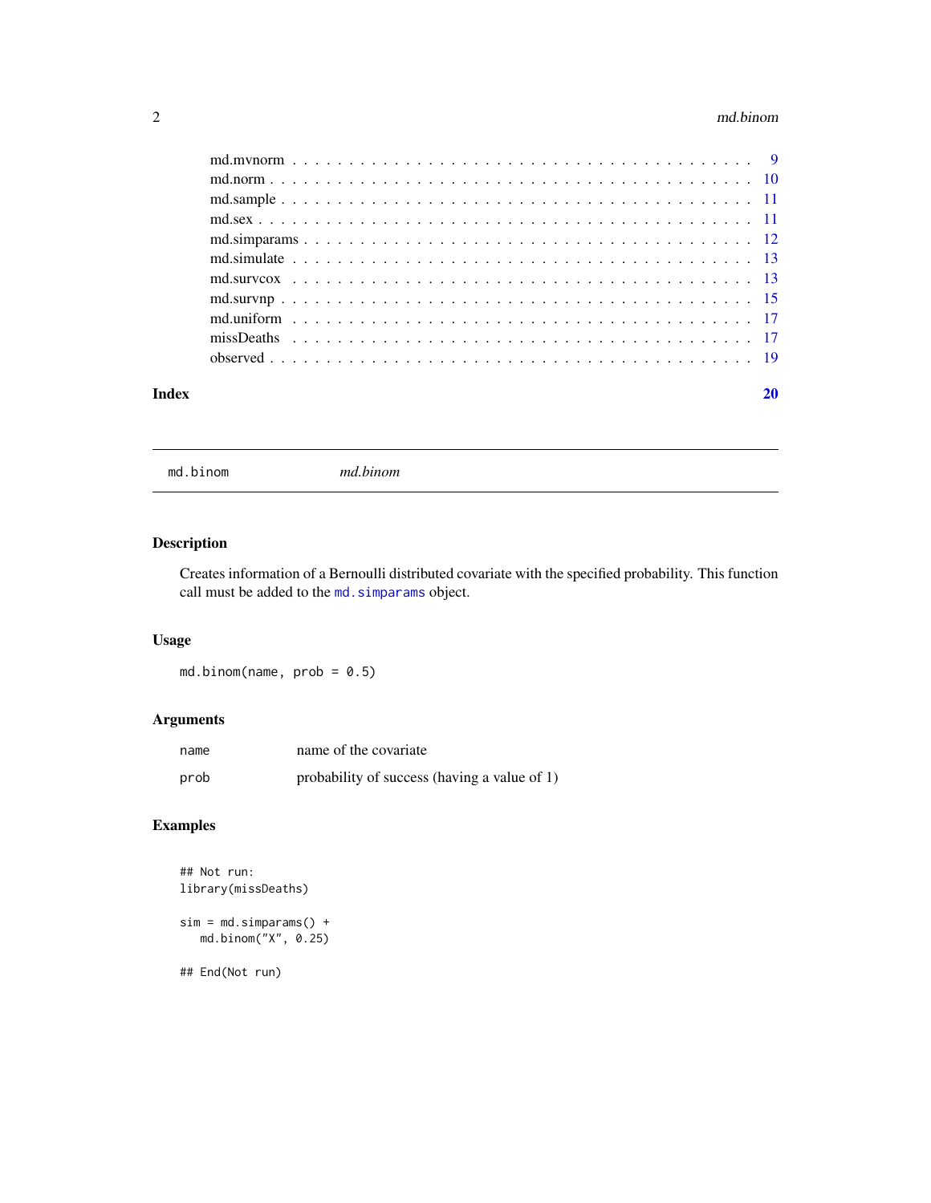md.mvnorm . . . . . . . . . . . . . . . . . . . . . . . . . . . . . . . . . . . . . . . 9
md.norm . . . . . . . . . . . . . . . . . . . . . . . . . . . . . . . . . . . . . . . . 10
md.sample . . . . . . . . . . . . . . . . . . . . . . . . . . . . . . . . . . . . . . . 11
md.sex . . . . . . . . . . . . . . . . . . . . . . . . . . . . . . . . . . . . . . . . . 11
md.simparams . . . . . . . . . . . . . . . . . . . . . . . . . . . . . . . . . . . . . 12
md.simulate . . . . . . . . . . . . . . . . . . . . . . . . . . . . . . . . . . . . . . 13
md.survcox . . . . . . . . . . . . . . . . . . . . . . . . . . . . . . . . . . . . . . . 13
md.survnp . . . . . . . . . . . . . . . . . . . . . . . . . . . . . . . . . . . . . . . 15
md.uniform . . . . . . . . . . . . . . . . . . . . . . . . . . . . . . . . . . . . . . . 17
missDeaths . . . . . . . . . . . . . . . . . . . . . . . . . . . . . . . . . . . . . . . 17
observed . . . . . . . . . . . . . . . . . . . . . . . . . . . . . . . . . . . . . . . . 19

**Index** **20**

---

## md.binom — *md.binom*

### Description

Creates information of a Bernoulli distributed covariate with the specified probability. This function call must be added to the `md.simparams` object.

### Usage

```
md.binom(name, prob = 0.5)
```

### Arguments

| | |
|---|---|
| `name` | name of the covariate |
| `prob` | probability of success (having a value of 1) |

### Examples

```
## Not run:
library(missDeaths)

sim = md.simparams() +
   md.binom("X", 0.25)

## End(Not run)
```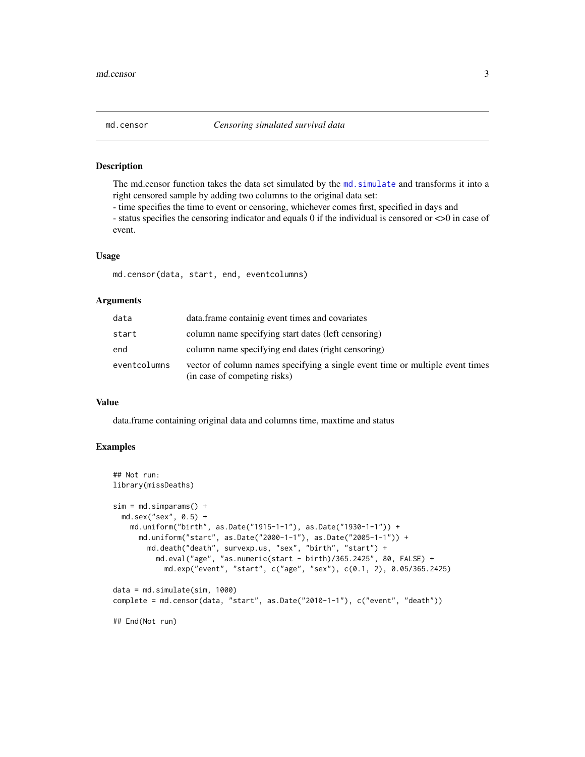## md.censor — *Censoring simulated survival data*

### Description

The md.censor function takes the data set simulated by the md.simulate and transforms it into a right censored sample by adding two columns to the original data set:
- time specifies the time to event or censoring, whichever comes first, specified in days and
- status specifies the censoring indicator and equals 0 if the individual is censored or <>0 in case of event.

### Usage

```
md.censor(data, start, end, eventcolumns)
```

### Arguments

| | |
|---|---|
| data | data.frame containig event times and covariates |
| start | column name specifying start dates (left censoring) |
| end | column name specifying end dates (right censoring) |
| eventcolumns | vector of column names specifying a single event time or multiple event times (in case of competing risks) |

### Value

data.frame containing original data and columns time, maxtime and status

### Examples

```
## Not run:
library(missDeaths)

sim = md.simparams() +
  md.sex("sex", 0.5) +
    md.uniform("birth", as.Date("1915-1-1"), as.Date("1930-1-1")) +
      md.uniform("start", as.Date("2000-1-1"), as.Date("2005-1-1")) +
        md.death("death", survexp.us, "sex", "birth", "start") +
          md.eval("age", "as.numeric(start - birth)/365.2425", 80, FALSE) +
            md.exp("event", "start", c("age", "sex"), c(0.1, 2), 0.05/365.2425)

data = md.simulate(sim, 1000)
complete = md.censor(data, "start", as.Date("2010-1-1"), c("event", "death"))

## End(Not run)
```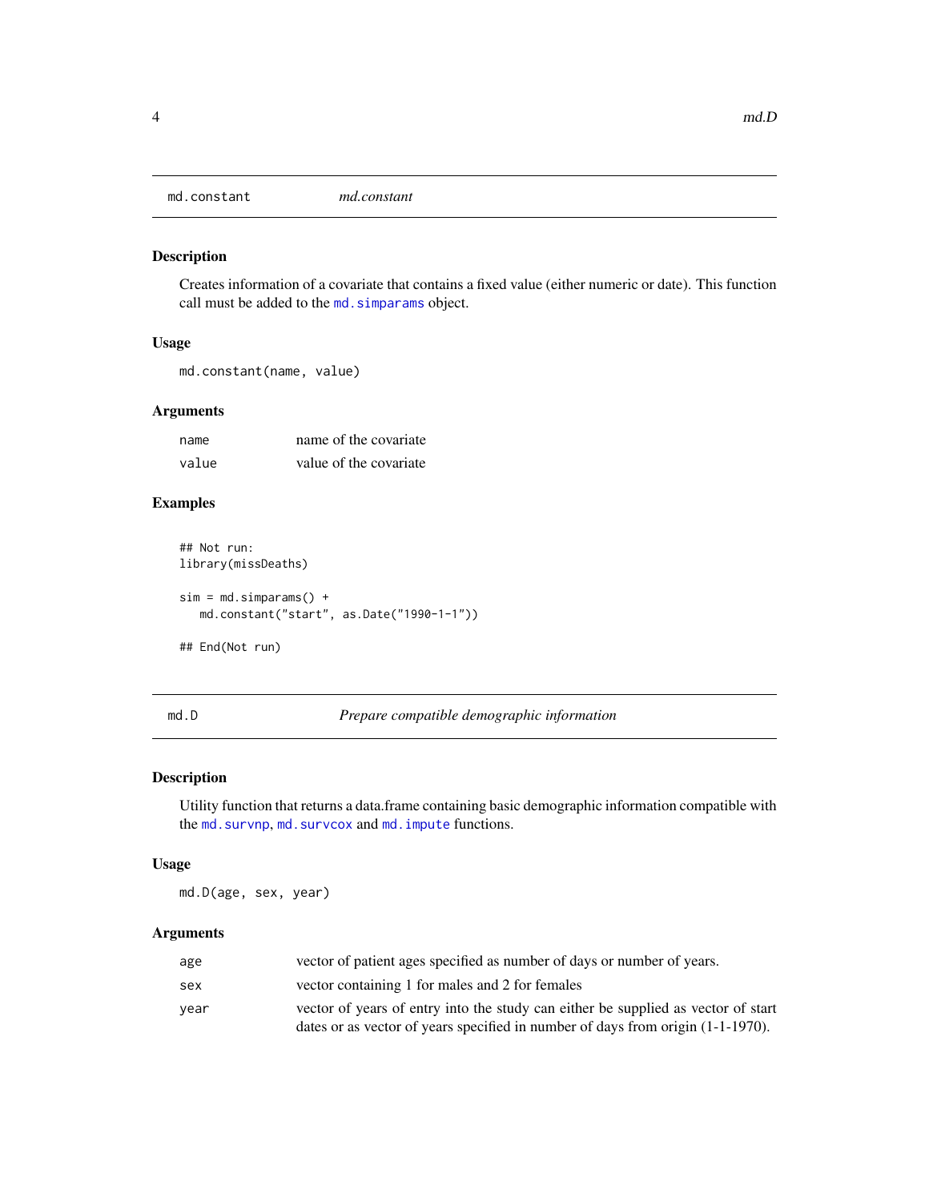## md.constant *md.constant*

### Description

Creates information of a covariate that contains a fixed value (either numeric or date). This function call must be added to the `md.simparams` object.

### Usage

```
md.constant(name, value)
```

### Arguments

| | |
|---|---|
| `name` | name of the covariate |
| `value` | value of the covariate |

### Examples

```
## Not run:
library(missDeaths)

sim = md.simparams() +
   md.constant("start", as.Date("1990-1-1"))

## End(Not run)
```

## md.D *Prepare compatible demographic information*

### Description

Utility function that returns a data.frame containing basic demographic information compatible with the `md.survnp`, `md.survcox` and `md.impute` functions.

### Usage

```
md.D(age, sex, year)
```

### Arguments

| | |
|---|---|
| `age` | vector of patient ages specified as number of days or number of years. |
| `sex` | vector containing 1 for males and 2 for females |
| `year` | vector of years of entry into the study can either be supplied as vector of start dates or as vector of years specified in number of days from origin (1-1-1970). |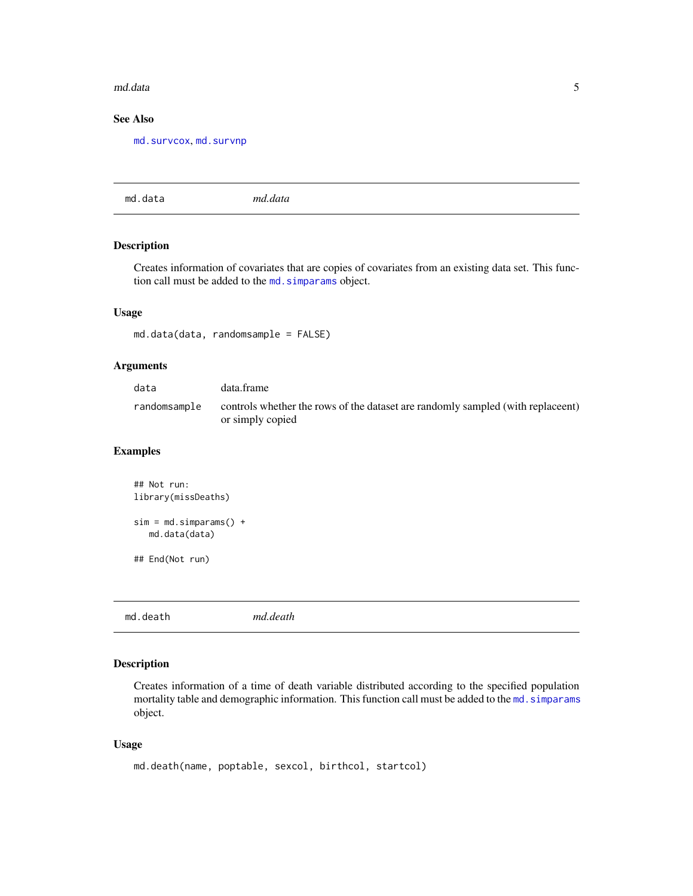### See Also

md.survcox, md.survnp

---

## md.data — *md.data*

### Description

Creates information of covariates that are copies of covariates from an existing data set. This function call must be added to the md.simparams object.

### Usage

```
md.data(data, randomsample = FALSE)
```

### Arguments

| | |
|---|---|
| data | data.frame |
| randomsample | controls whether the rows of the dataset are randomly sampled (with replaceent) or simply copied |

### Examples

```
## Not run:
library(missDeaths)

sim = md.simparams() +
   md.data(data)

## End(Not run)
```

---

## md.death — *md.death*

### Description

Creates information of a time of death variable distributed according to the specified population mortality table and demographic information. This function call must be added to the md.simparams object.

### Usage

```
md.death(name, poptable, sexcol, birthcol, startcol)
```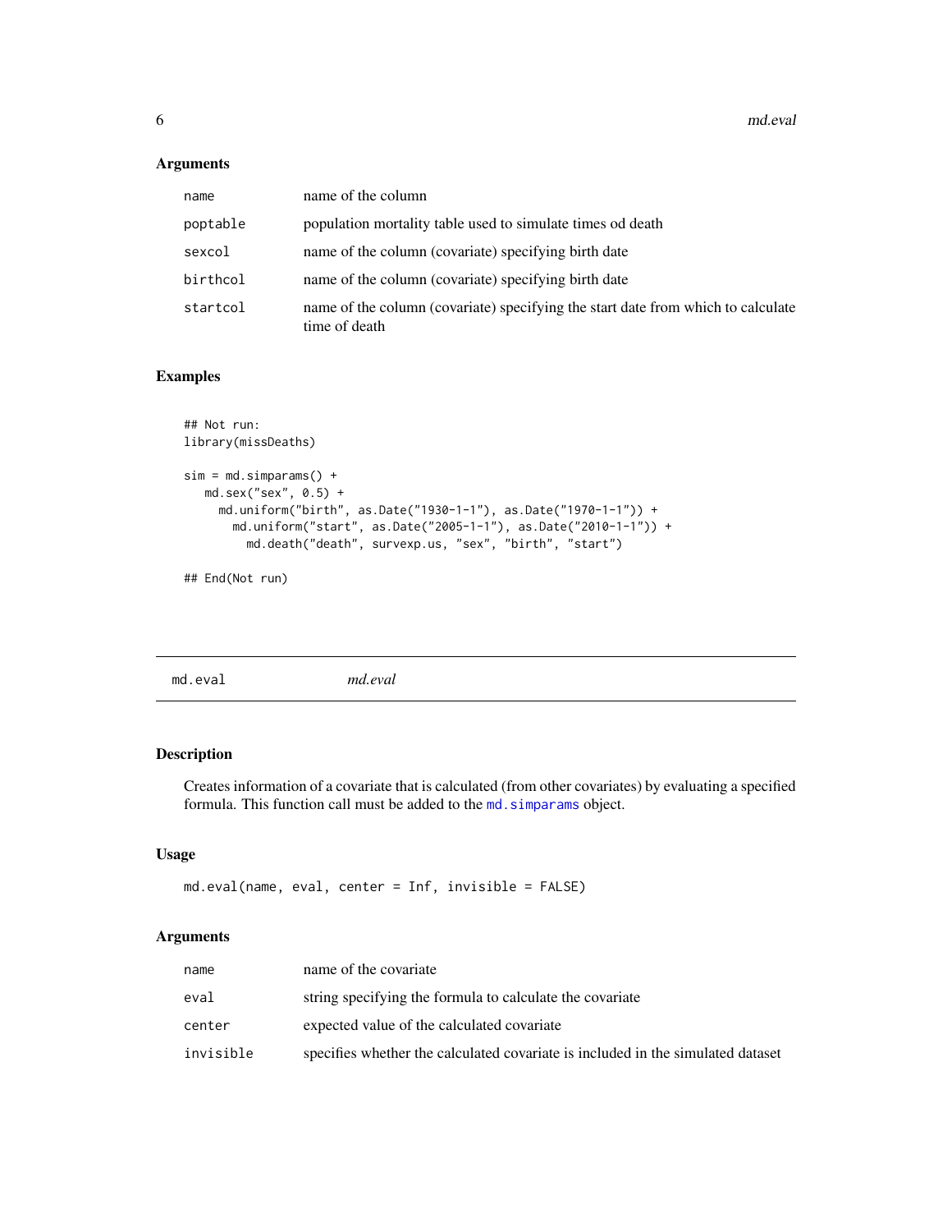### Arguments

| | |
|---|---|
| name | name of the column |
| poptable | population mortality table used to simulate times od death |
| sexcol | name of the column (covariate) specifying birth date |
| birthcol | name of the column (covariate) specifying birth date |
| startcol | name of the column (covariate) specifying the start date from which to calculate time of death |

### Examples

```
## Not run:
library(missDeaths)

sim = md.simparams() +
   md.sex("sex", 0.5) +
     md.uniform("birth", as.Date("1930-1-1"), as.Date("1970-1-1")) +
       md.uniform("start", as.Date("2005-1-1"), as.Date("2010-1-1")) +
         md.death("death", survexp.us, "sex", "birth", "start")

## End(Not run)
```

---

## md.eval *md.eval*

### Description

Creates information of a covariate that is calculated (from other covariates) by evaluating a specified formula. This function call must be added to the md.simparams object.

### Usage

```
md.eval(name, eval, center = Inf, invisible = FALSE)
```

### Arguments

| | |
|---|---|
| name | name of the covariate |
| eval | string specifying the formula to calculate the covariate |
| center | expected value of the calculated covariate |
| invisible | specifies whether the calculated covariate is included in the simulated dataset |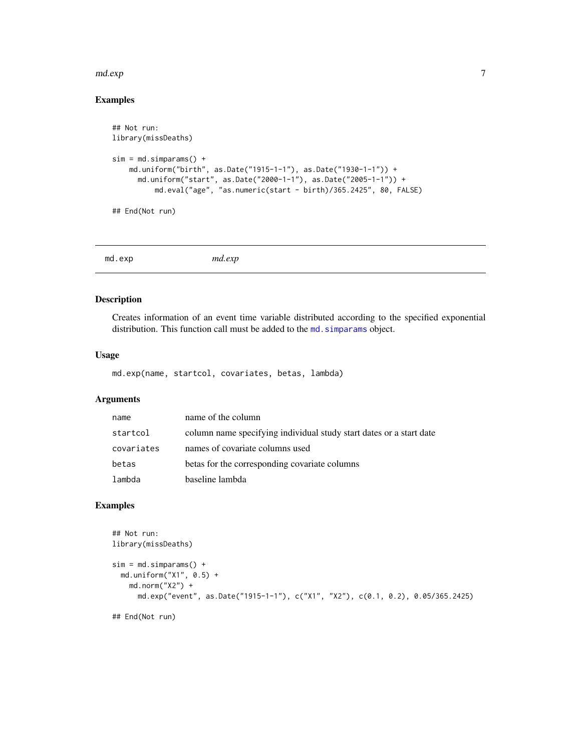## Examples

```
## Not run:
library(missDeaths)

sim = md.simparams() +
    md.uniform("birth", as.Date("1915-1-1"), as.Date("1930-1-1")) +
      md.uniform("start", as.Date("2000-1-1"), as.Date("2005-1-1")) +
          md.eval("age", "as.numeric(start - birth)/365.2425", 80, FALSE)

## End(Not run)
```

---

# md.exp *md.exp*

## Description

Creates information of an event time variable distributed according to the specified exponential distribution. This function call must be added to the md.simparams object.

## Usage

```
md.exp(name, startcol, covariates, betas, lambda)
```

## Arguments

| | |
|---|---|
| name | name of the column |
| startcol | column name specifying individual study start dates or a start date |
| covariates | names of covariate columns used |
| betas | betas for the corresponding covariate columns |
| lambda | baseline lambda |

## Examples

```
## Not run:
library(missDeaths)

sim = md.simparams() +
  md.uniform("X1", 0.5) +
    md.norm("X2") +
      md.exp("event", as.Date("1915-1-1"), c("X1", "X2"), c(0.1, 0.2), 0.05/365.2425)

## End(Not run)
```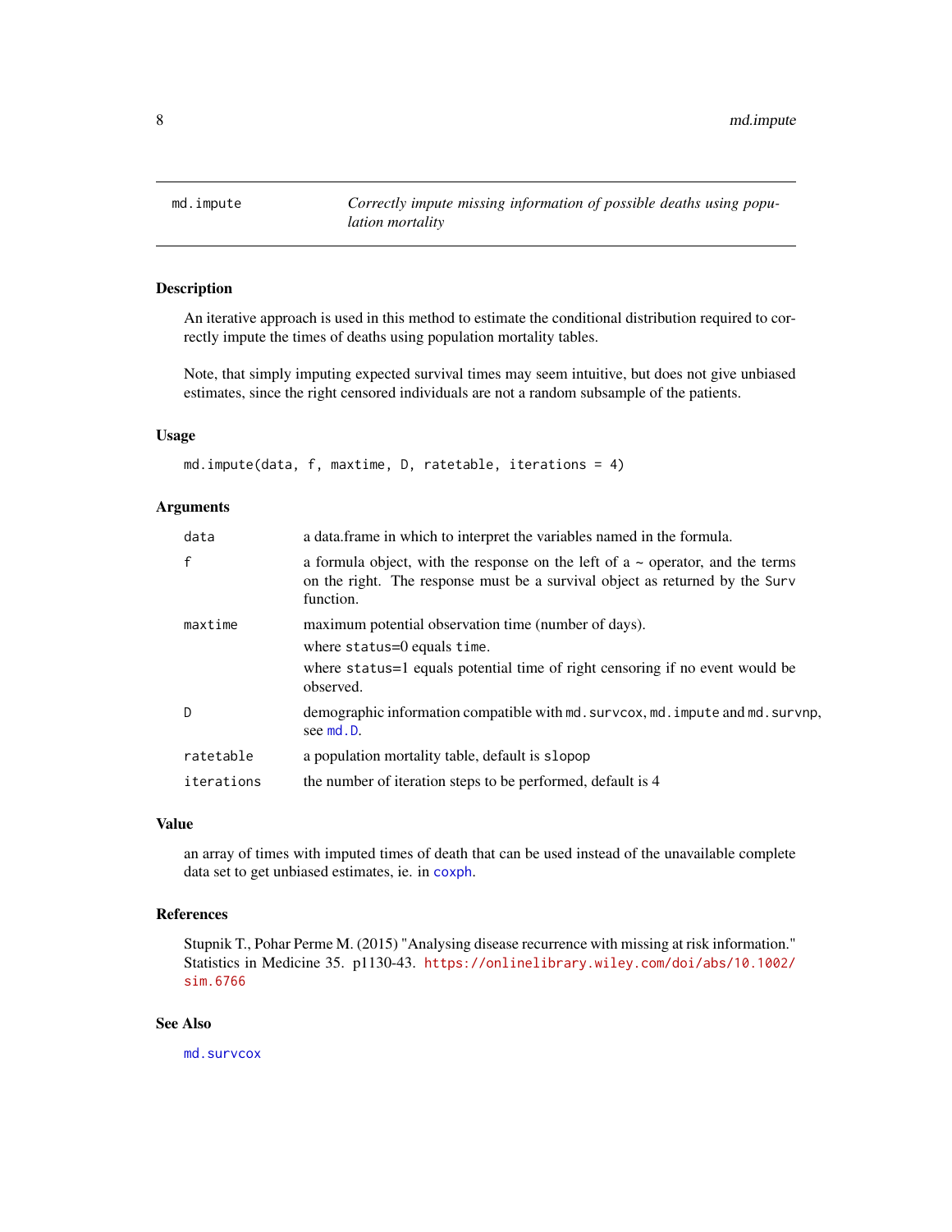## md.impute — *Correctly impute missing information of possible deaths using population mortality*

### Description

An iterative approach is used in this method to estimate the conditional distribution required to correctly impute the times of deaths using population mortality tables.

Note, that simply imputing expected survival times may seem intuitive, but does not give unbiased estimates, since the right censored individuals are not a random subsample of the patients.

### Usage

```
md.impute(data, f, maxtime, D, ratetable, iterations = 4)
```

### Arguments

| Argument | Description |
| --- | --- |
| `data` | a data.frame in which to interpret the variables named in the formula. |
| `f` | a formula object, with the response on the left of a ~ operator, and the terms on the right. The response must be a survival object as returned by the `Surv` function. |
| `maxtime` | maximum potential observation time (number of days). where `status`=0 equals `time`. where `status`=1 equals potential time of right censoring if no event would be observed. |
| `D` | demographic information compatible with `md.survcox`, `md.impute` and `md.survnp`, see `md.D`. |
| `ratetable` | a population mortality table, default is `slopop` |
| `iterations` | the number of iteration steps to be performed, default is 4 |

### Value

an array of times with imputed times of death that can be used instead of the unavailable complete data set to get unbiased estimates, ie. in `coxph`.

### References

Stupnik T., Pohar Perme M. (2015) "Analysing disease recurrence with missing at risk information." Statistics in Medicine 35. p1130-43. https://onlinelibrary.wiley.com/doi/abs/10.1002/sim.6766

### See Also

`md.survcox`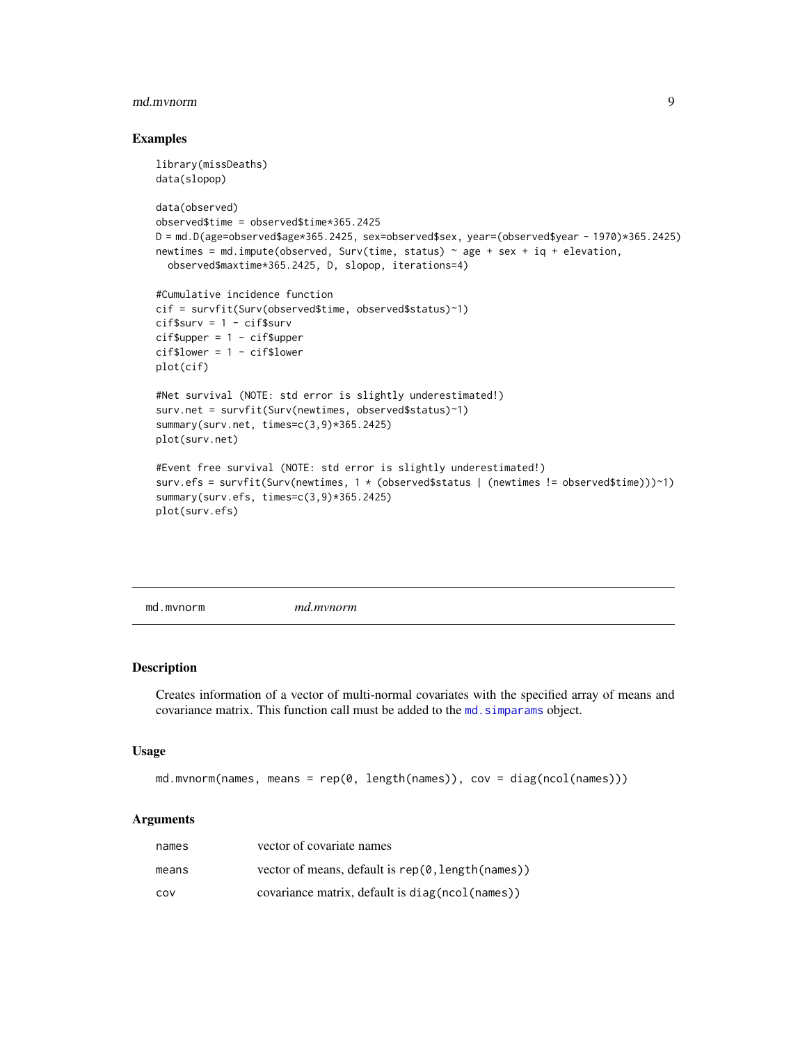## Examples

```
library(missDeaths)
data(slopop)

data(observed)
observed$time = observed$time*365.2425
D = md.D(age=observed$age*365.2425, sex=observed$sex, year=(observed$year - 1970)*365.2425)
newtimes = md.impute(observed, Surv(time, status) ~ age + sex + iq + elevation,
  observed$maxtime*365.2425, D, slopop, iterations=4)

#Cumulative incidence function
cif = survfit(Surv(observed$time, observed$status)~1)
cif$surv = 1 - cif$surv
cif$upper = 1 - cif$upper
cif$lower = 1 - cif$lower
plot(cif)

#Net survival (NOTE: std error is slightly underestimated!)
surv.net = survfit(Surv(newtimes, observed$status)~1)
summary(surv.net, times=c(3,9)*365.2425)
plot(surv.net)

#Event free survival (NOTE: std error is slightly underestimated!)
surv.efs = survfit(Surv(newtimes, 1 * (observed$status | (newtimes != observed$time)))~1)
summary(surv.efs, times=c(3,9)*365.2425)
plot(surv.efs)
```

---

# md.mvnorm *md.mvnorm*

## Description

Creates information of a vector of multi-normal covariates with the specified array of means and covariance matrix. This function call must be added to the `md.simparams` object.

## Usage

```
md.mvnorm(names, means = rep(0, length(names)), cov = diag(ncol(names)))
```

## Arguments

| | |
|---|---|
| `names` | vector of covariate names |
| `means` | vector of means, default is `rep(0,length(names))` |
| `cov` | covariance matrix, default is `diag(ncol(names))` |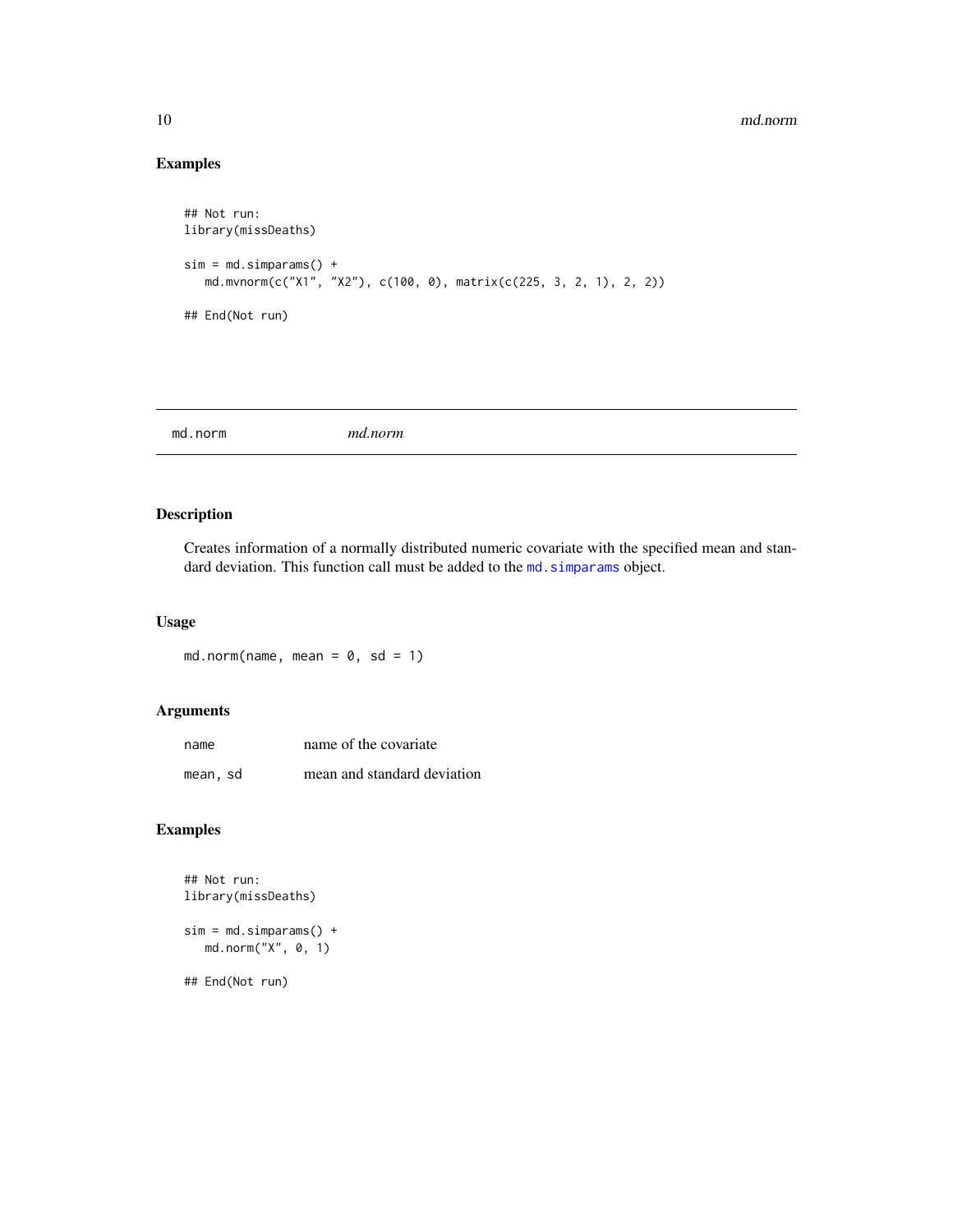## Examples

```
## Not run:
library(missDeaths)

sim = md.simparams() +
   md.mvnorm(c("X1", "X2"), c(100, 0), matrix(c(225, 3, 2, 1), 2, 2))

## End(Not run)
```

---

# md.norm *md.norm*

---

## Description

Creates information of a normally distributed numeric covariate with the specified mean and standard deviation. This function call must be added to the md.simparams object.

## Usage

```
md.norm(name, mean = 0, sd = 1)
```

## Arguments

| | |
|---|---|
| name | name of the covariate |
| mean, sd | mean and standard deviation |

## Examples

```
## Not run:
library(missDeaths)

sim = md.simparams() +
   md.norm("X", 0, 1)

## End(Not run)
```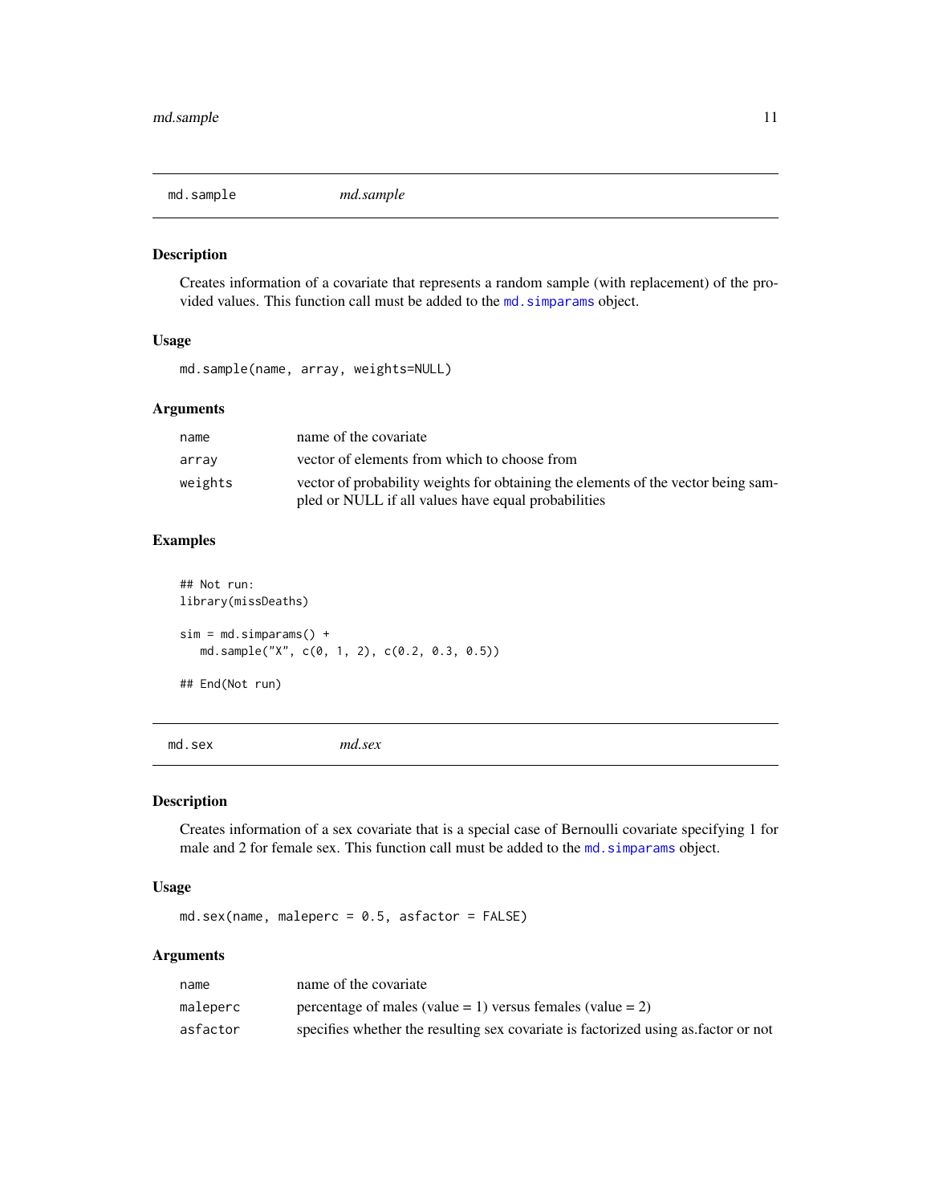## md.sample — *md.sample*

### Description

Creates information of a covariate that represents a random sample (with replacement) of the provided values. This function call must be added to the `md.simparams` object.

### Usage

```
md.sample(name, array, weights=NULL)
```

### Arguments

| | |
|---|---|
| `name` | name of the covariate |
| `array` | vector of elements from which to choose from |
| `weights` | vector of probability weights for obtaining the elements of the vector being sampled or NULL if all values have equal probabilities |

### Examples

```
## Not run:
library(missDeaths)

sim = md.simparams() +
   md.sample("X", c(0, 1, 2), c(0.2, 0.3, 0.5))

## End(Not run)
```

## md.sex — *md.sex*

### Description

Creates information of a sex covariate that is a special case of Bernoulli covariate specifying 1 for male and 2 for female sex. This function call must be added to the `md.simparams` object.

### Usage

```
md.sex(name, maleperc = 0.5, asfactor = FALSE)
```

### Arguments

| | |
|---|---|
| `name` | name of the covariate |
| `maleperc` | percentage of males (value = 1) versus females (value = 2) |
| `asfactor` | specifies whether the resulting sex covariate is factorized using as.factor or not |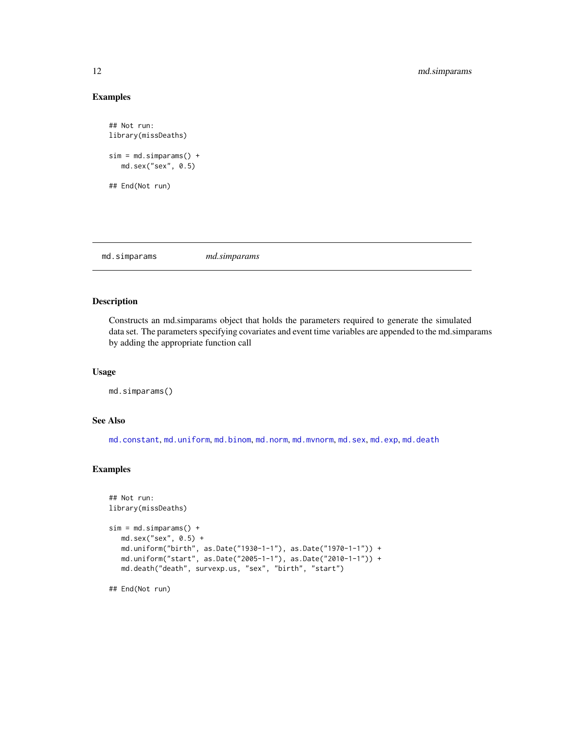## Examples

```
## Not run:
library(missDeaths)

sim = md.simparams() +
   md.sex("sex", 0.5)

## End(Not run)
```

---

`md.simparams` *md.simparams*

---

## Description

Constructs an md.simparams object that holds the parameters required to generate the simulated data set. The parameters specifying covariates and event time variables are appended to the md.simparams by adding the appropriate function call

## Usage

```
md.simparams()
```

## See Also

md.constant, md.uniform, md.binom, md.norm, md.mvnorm, md.sex, md.exp, md.death

## Examples

```
## Not run:
library(missDeaths)

sim = md.simparams() +
   md.sex("sex", 0.5) +
   md.uniform("birth", as.Date("1930-1-1"), as.Date("1970-1-1")) +
   md.uniform("start", as.Date("2005-1-1"), as.Date("2010-1-1")) +
   md.death("death", survexp.us, "sex", "birth", "start")

## End(Not run)
```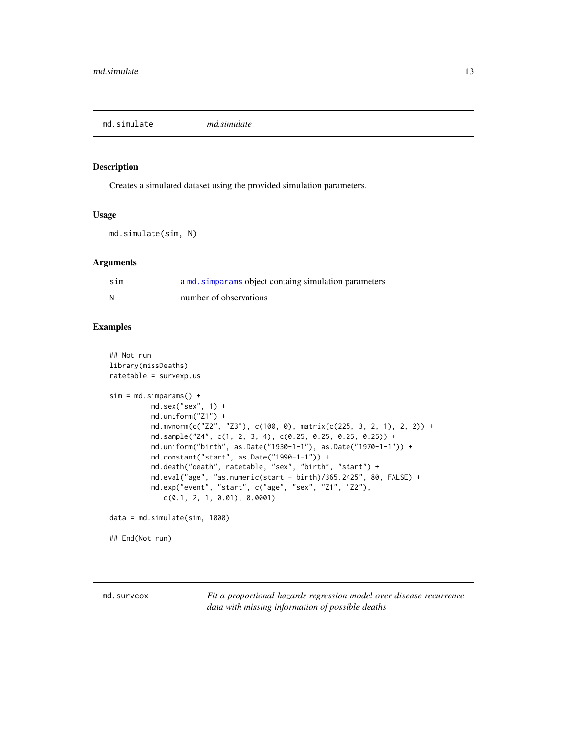## md.simulate *md.simulate*

### Description

Creates a simulated dataset using the provided simulation parameters.

### Usage

```
md.simulate(sim, N)
```

### Arguments

| | |
|---|---|
| sim | a md.simparams object containg simulation parameters |
| N | number of observations |

### Examples

```
## Not run:
library(missDeaths)
ratetable = survexp.us

sim = md.simparams() +
          md.sex("sex", 1) +
          md.uniform("Z1") +
          md.mvnorm(c("Z2", "Z3"), c(100, 0), matrix(c(225, 3, 2, 1), 2, 2)) +
          md.sample("Z4", c(1, 2, 3, 4), c(0.25, 0.25, 0.25, 0.25)) +
          md.uniform("birth", as.Date("1930-1-1"), as.Date("1970-1-1")) +
          md.constant("start", as.Date("1990-1-1")) +
          md.death("death", ratetable, "sex", "birth", "start") +
          md.eval("age", "as.numeric(start - birth)/365.2425", 80, FALSE) +
          md.exp("event", "start", c("age", "sex", "Z1", "Z2"),
             c(0.1, 2, 1, 0.01), 0.0001)

data = md.simulate(sim, 1000)

## End(Not run)
```

## md.survcox *Fit a proportional hazards regression model over disease recurrence data with missing information of possible deaths*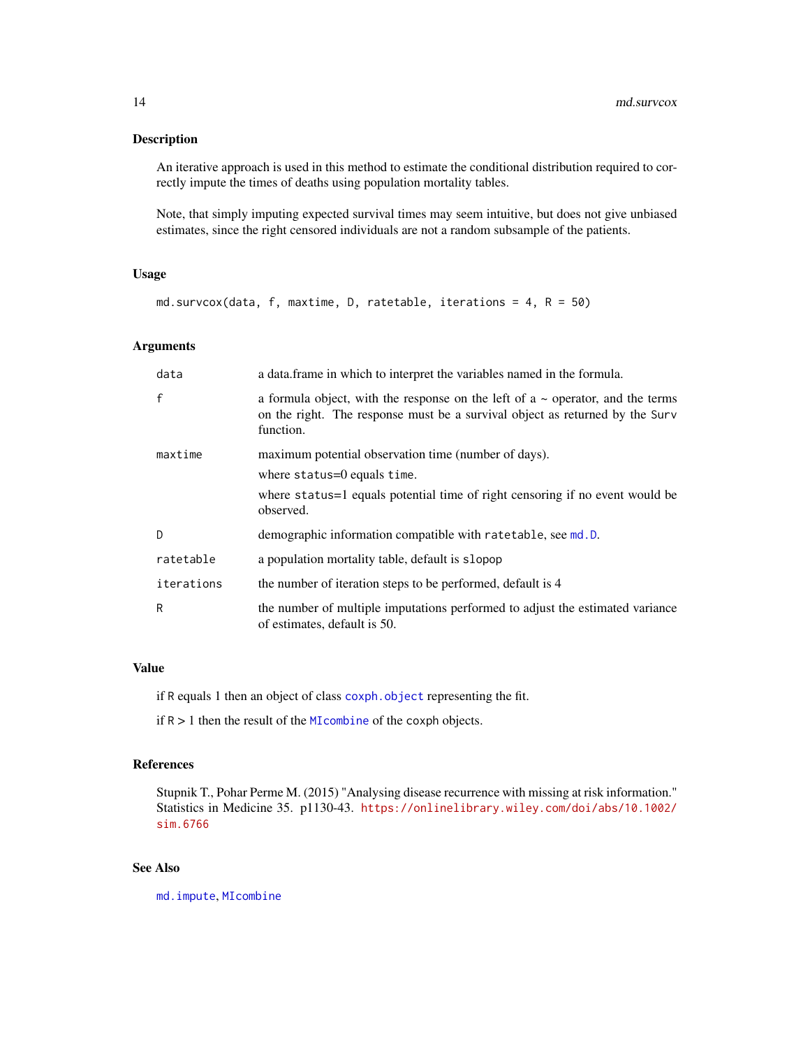## Description

An iterative approach is used in this method to estimate the conditional distribution required to correctly impute the times of deaths using population mortality tables.

Note, that simply imputing expected survival times may seem intuitive, but does not give unbiased estimates, since the right censored individuals are not a random subsample of the patients.

## Usage

```
md.survcox(data, f, maxtime, D, ratetable, iterations = 4, R = 50)
```

## Arguments

| | |
|---|---|
| data | a data.frame in which to interpret the variables named in the formula. |
| f | a formula object, with the response on the left of a ~ operator, and the terms on the right. The response must be a survival object as returned by the `Surv` function. |
| maxtime | maximum potential observation time (number of days). <br> where `status`=0 equals `time`. <br> where `status`=1 equals potential time of right censoring if no event would be observed. |
| D | demographic information compatible with `ratetable`, see `md.D`. |
| ratetable | a population mortality table, default is `slopop` |
| iterations | the number of iteration steps to be performed, default is 4 |
| R | the number of multiple imputations performed to adjust the estimated variance of estimates, default is 50. |

## Value

if `R` equals 1 then an object of class `coxph.object` representing the fit.

if `R` > 1 then the result of the `MIcombine` of the `coxph` objects.

## References

Stupnik T., Pohar Perme M. (2015) "Analysing disease recurrence with missing at risk information." Statistics in Medicine 35. p1130-43. https://onlinelibrary.wiley.com/doi/abs/10.1002/sim.6766

## See Also

`md.impute`, `MIcombine`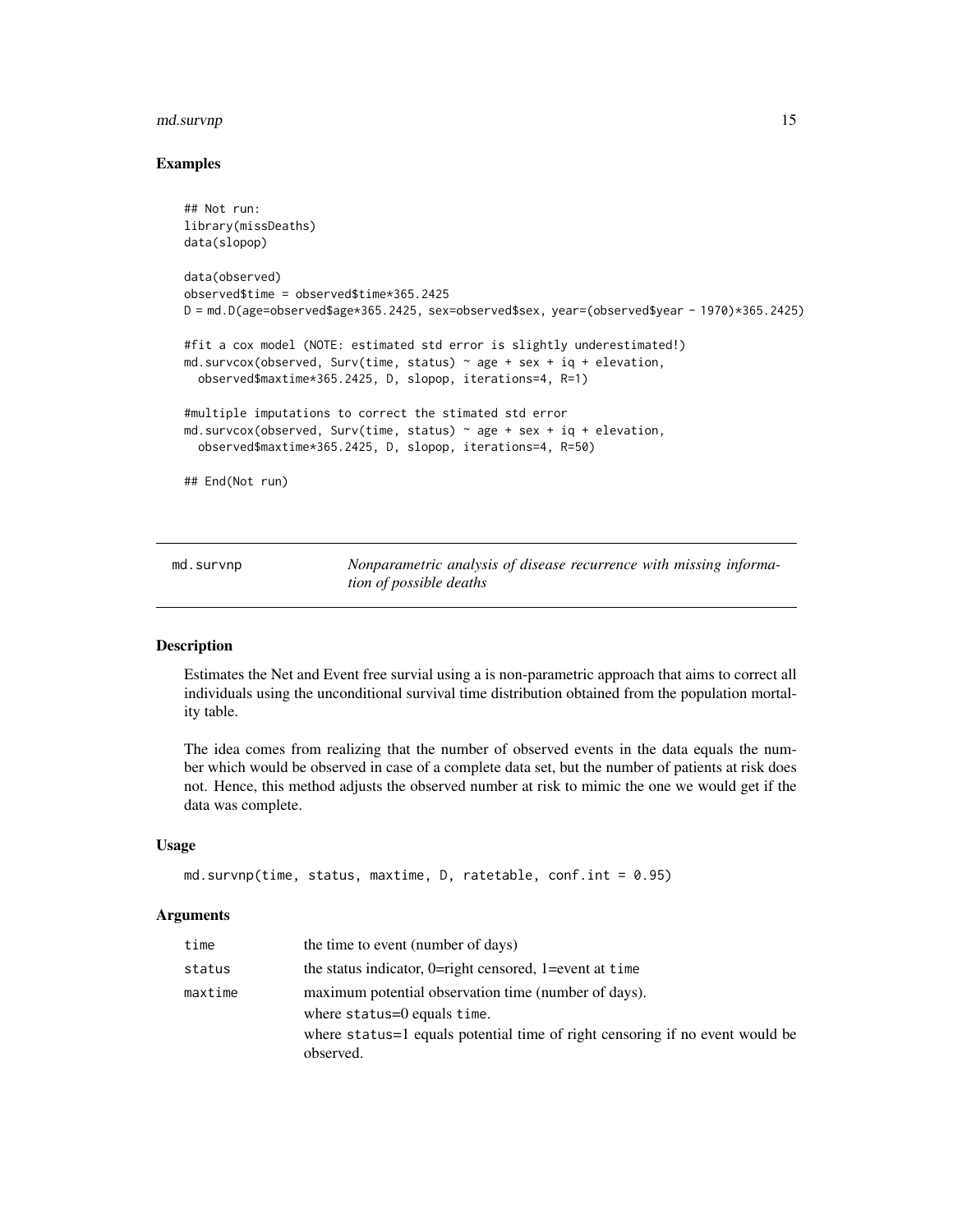## Examples

```
## Not run:
library(missDeaths)
data(slopop)

data(observed)
observed$time = observed$time*365.2425
D = md.D(age=observed$age*365.2425, sex=observed$sex, year=(observed$year - 1970)*365.2425)

#fit a cox model (NOTE: estimated std error is slightly underestimated!)
md.survcox(observed, Surv(time, status) ~ age + sex + iq + elevation,
  observed$maxtime*365.2425, D, slopop, iterations=4, R=1)

#multiple imputations to correct the stimated std error
md.survcox(observed, Surv(time, status) ~ age + sex + iq + elevation,
  observed$maxtime*365.2425, D, slopop, iterations=4, R=50)

## End(Not run)
```

---

# md.survnp — *Nonparametric analysis of disease recurrence with missing information of possible deaths*

## Description

Estimates the Net and Event free survial using a is non-parametric approach that aims to correct all individuals using the unconditional survival time distribution obtained from the population mortality table.

The idea comes from realizing that the number of observed events in the data equals the number which would be observed in case of a complete data set, but the number of patients at risk does not. Hence, this method adjusts the observed number at risk to mimic the one we would get if the data was complete.

## Usage

```
md.survnp(time, status, maxtime, D, ratetable, conf.int = 0.95)
```

## Arguments

| | |
|---|---|
| `time` | the time to event (number of days) |
| `status` | the status indicator, 0=right censored, 1=event at `time` |
| `maxtime` | maximum potential observation time (number of days).<br>where `status`=0 equals `time`.<br>where `status`=1 equals potential time of right censoring if no event would be observed. |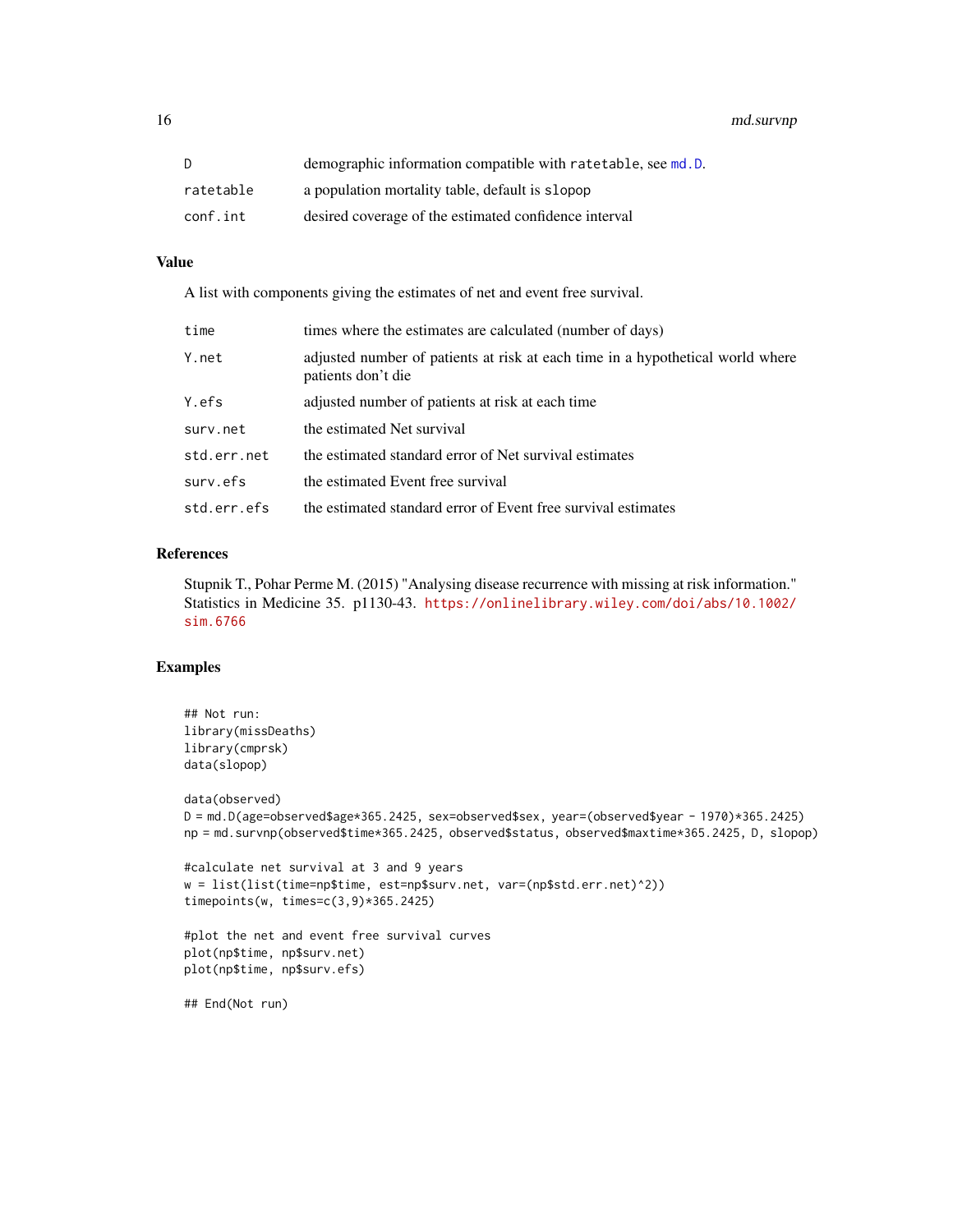| | |
|---|---|
| D | demographic information compatible with ratetable, see md.D. |
| ratetable | a population mortality table, default is slopop |
| conf.int | desired coverage of the estimated confidence interval |

## Value

A list with components giving the estimates of net and event free survival.

| | |
|---|---|
| time | times where the estimates are calculated (number of days) |
| Y.net | adjusted number of patients at risk at each time in a hypothetical world where patients don't die |
| Y.efs | adjusted number of patients at risk at each time |
| surv.net | the estimated Net survival |
| std.err.net | the estimated standard error of Net survival estimates |
| surv.efs | the estimated Event free survival |
| std.err.efs | the estimated standard error of Event free survival estimates |

## References

Stupnik T., Pohar Perme M. (2015) "Analysing disease recurrence with missing at risk information." Statistics in Medicine 35. p1130-43. https://onlinelibrary.wiley.com/doi/abs/10.1002/sim.6766

## Examples

```
## Not run:
library(missDeaths)
library(cmprsk)
data(slopop)

data(observed)
D = md.D(age=observed$age*365.2425, sex=observed$sex, year=(observed$year - 1970)*365.2425)
np = md.survnp(observed$time*365.2425, observed$status, observed$maxtime*365.2425, D, slopop)

#calculate net survival at 3 and 9 years
w = list(list(time=np$time, est=np$surv.net, var=(np$std.err.net)^2))
timepoints(w, times=c(3,9)*365.2425)

#plot the net and event free survival curves
plot(np$time, np$surv.net)
plot(np$time, np$surv.efs)

## End(Not run)
```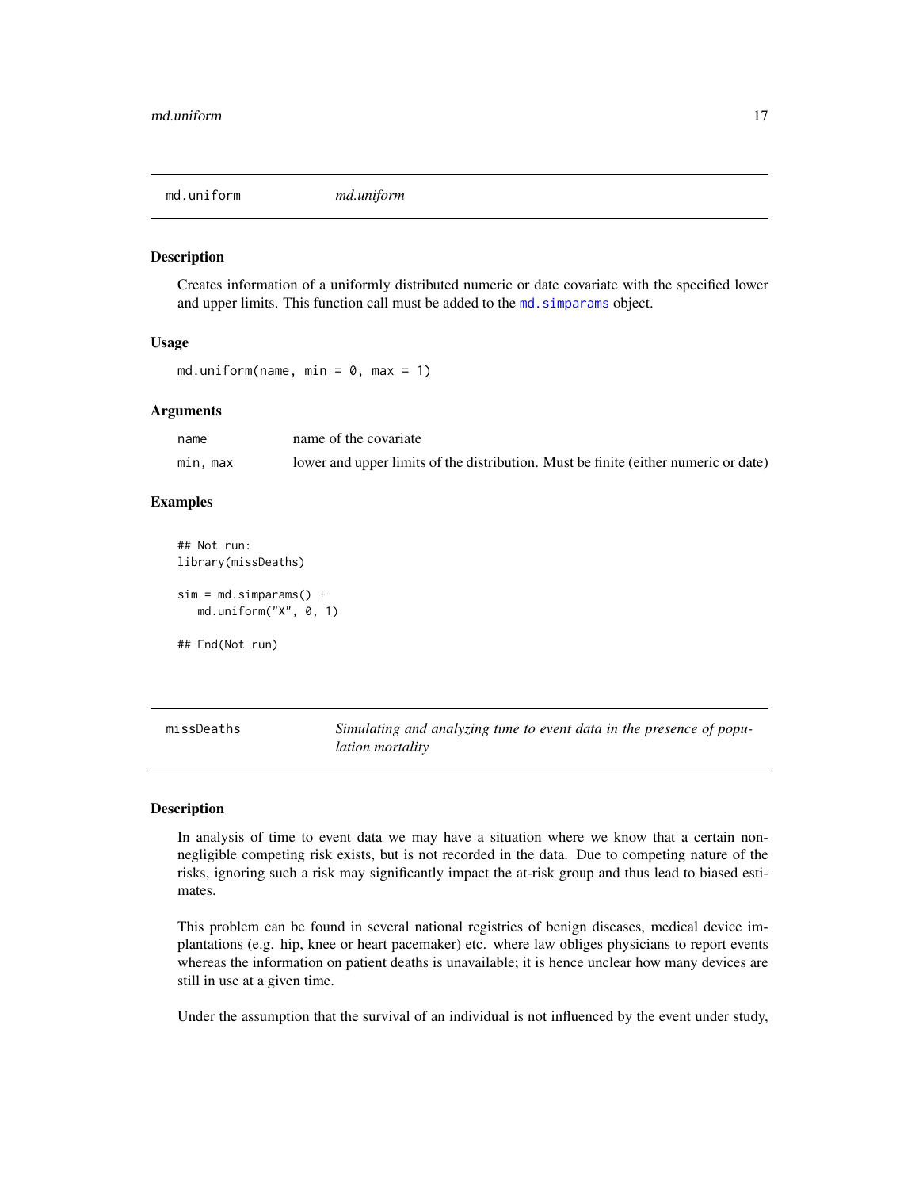## md.uniform

*md.uniform*

### Description

Creates information of a uniformly distributed numeric or date covariate with the specified lower and upper limits. This function call must be added to the `md.simparams` object.

### Usage

```
md.uniform(name, min = 0, max = 1)
```

### Arguments

| | |
|---|---|
| `name` | name of the covariate |
| `min, max` | lower and upper limits of the distribution. Must be finite (either numeric or date) |

### Examples

```
## Not run:
library(missDeaths)

sim = md.simparams() +
   md.uniform("X", 0, 1)

## End(Not run)
```

## missDeaths

*Simulating and analyzing time to event data in the presence of population mortality*

### Description

In analysis of time to event data we may have a situation where we know that a certain non-negligible competing risk exists, but is not recorded in the data. Due to competing nature of the risks, ignoring such a risk may significantly impact the at-risk group and thus lead to biased estimates.

This problem can be found in several national registries of benign diseases, medical device implantations (e.g. hip, knee or heart pacemaker) etc. where law obliges physicians to report events whereas the information on patient deaths is unavailable; it is hence unclear how many devices are still in use at a given time.

Under the assumption that the survival of an individual is not influenced by the event under study,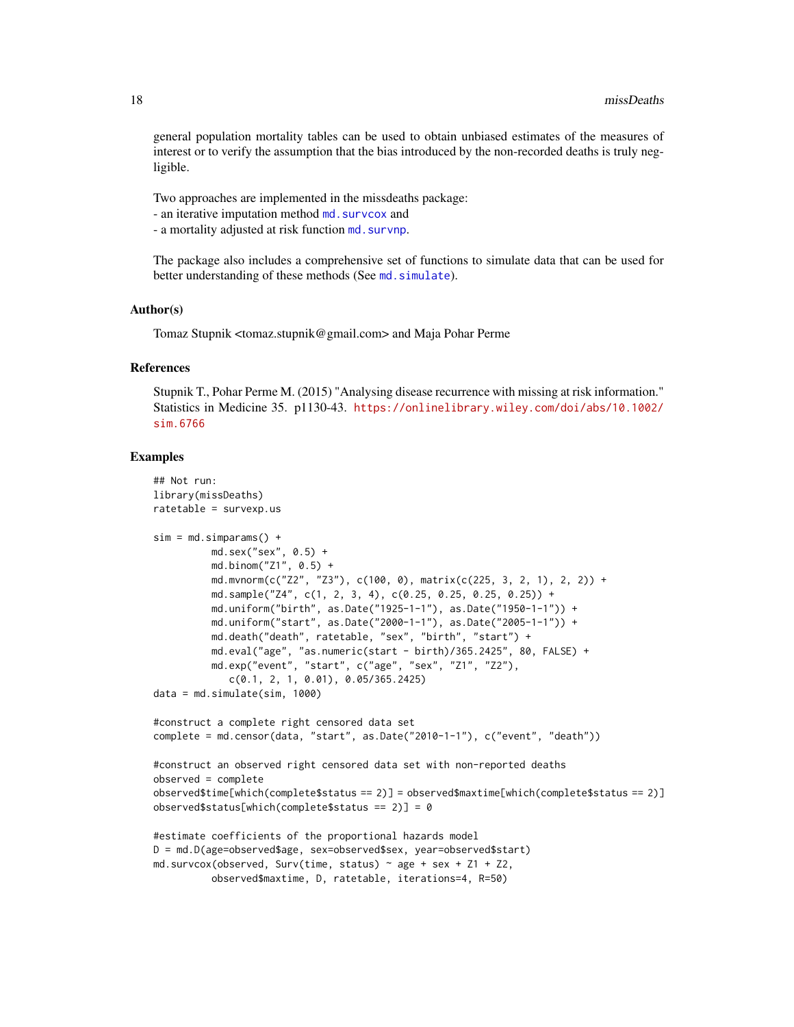general population mortality tables can be used to obtain unbiased estimates of the measures of interest or to verify the assumption that the bias introduced by the non-recorded deaths is truly negligible.

Two approaches are implemented in the missdeaths package:
- an iterative imputation method `md.survcox` and
- a mortality adjusted at risk function `md.survnp`.

The package also includes a comprehensive set of functions to simulate data that can be used for better understanding of these methods (See `md.simulate`).

## Author(s)

Tomaz Stupnik <tomaz.stupnik@gmail.com> and Maja Pohar Perme

## References

Stupnik T., Pohar Perme M. (2015) "Analysing disease recurrence with missing at risk information." Statistics in Medicine 35. p1130-43. https://onlinelibrary.wiley.com/doi/abs/10.1002/sim.6766

## Examples

```
## Not run:
library(missDeaths)
ratetable = survexp.us

sim = md.simparams() +
          md.sex("sex", 0.5) +
          md.binom("Z1", 0.5) +
          md.mvnorm(c("Z2", "Z3"), c(100, 0), matrix(c(225, 3, 2, 1), 2, 2)) +
          md.sample("Z4", c(1, 2, 3, 4), c(0.25, 0.25, 0.25, 0.25)) +
          md.uniform("birth", as.Date("1925-1-1"), as.Date("1950-1-1")) +
          md.uniform("start", as.Date("2000-1-1"), as.Date("2005-1-1")) +
          md.death("death", ratetable, "sex", "birth", "start") +
          md.eval("age", "as.numeric(start - birth)/365.2425", 80, FALSE) +
          md.exp("event", "start", c("age", "sex", "Z1", "Z2"),
             c(0.1, 2, 1, 0.01), 0.05/365.2425)
data = md.simulate(sim, 1000)

#construct a complete right censored data set
complete = md.censor(data, "start", as.Date("2010-1-1"), c("event", "death"))

#construct an observed right censored data set with non-reported deaths
observed = complete
observed$time[which(complete$status == 2)] = observed$maxtime[which(complete$status == 2)]
observed$status[which(complete$status == 2)] = 0

#estimate coefficients of the proportional hazards model
D = md.D(age=observed$age, sex=observed$sex, year=observed$start)
md.survcox(observed, Surv(time, status) ~ age + sex + Z1 + Z2,
          observed$maxtime, D, ratetable, iterations=4, R=50)
```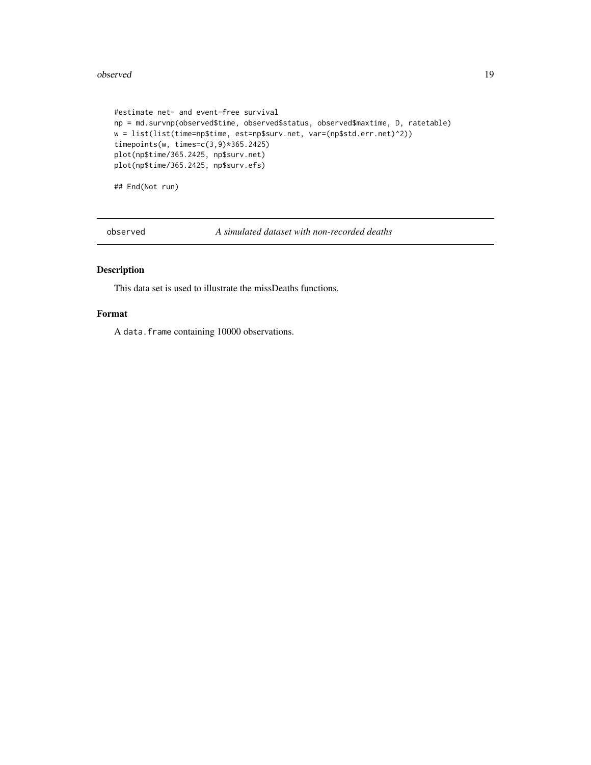```
#estimate net- and event-free survival
np = md.survnp(observed$time, observed$status, observed$maxtime, D, ratetable)
w = list(list(time=np$time, est=np$surv.net, var=(np$std.err.net)^2))
timepoints(w, times=c(3,9)*365.2425)
plot(np$time/365.2425, np$surv.net)
plot(np$time/365.2425, np$surv.efs)

## End(Not run)
```

## observed — *A simulated dataset with non-recorded deaths*

### Description

This data set is used to illustrate the missDeaths functions.

### Format

A `data.frame` containing 10000 observations.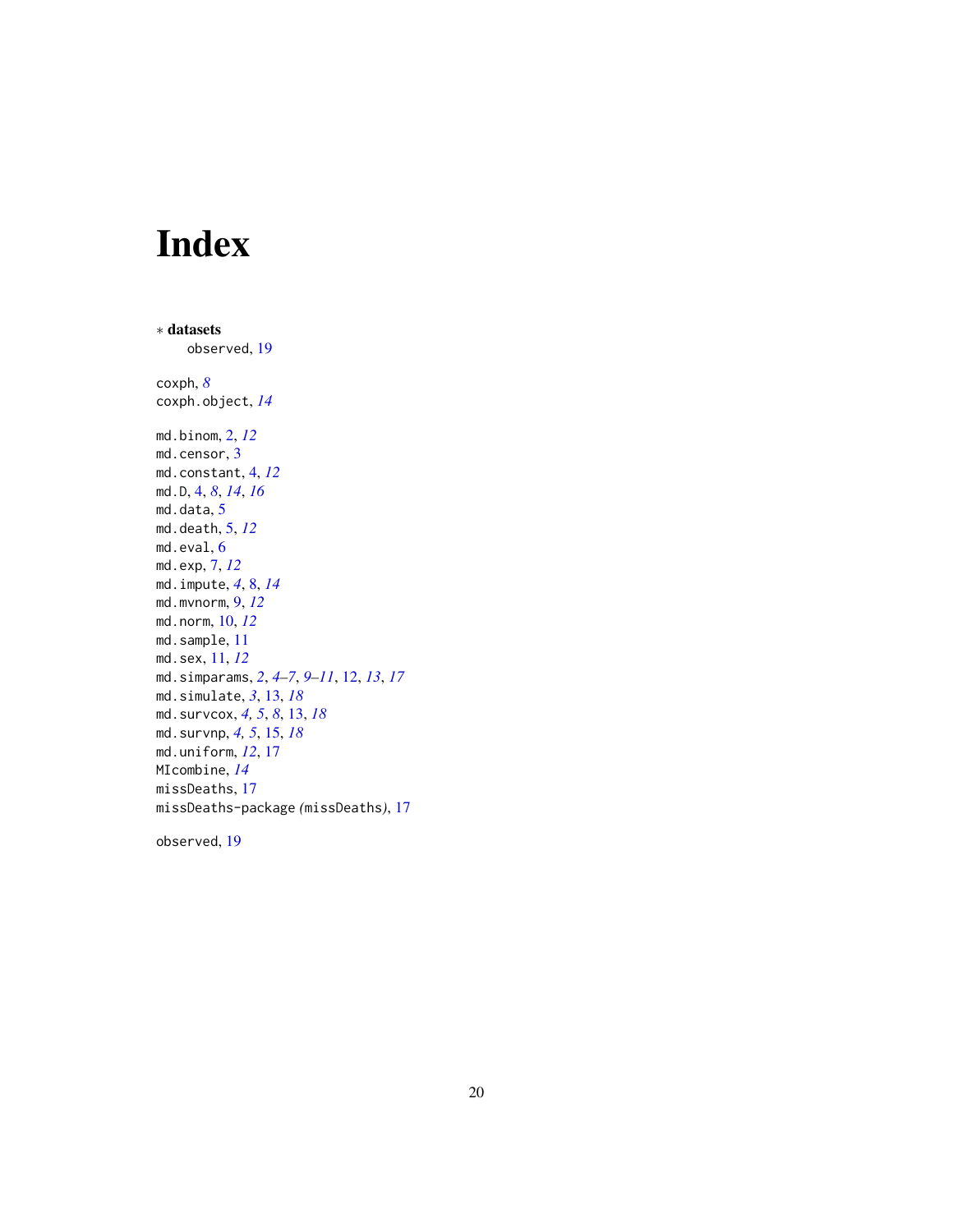# Index

∗ **datasets**
    observed, 19

coxph, *8*
coxph.object, *14*

md.binom, 2, *12*
md.censor, 3
md.constant, 4, *12*
md.D, 4, *8*, *14*, *16*
md.data, 5
md.death, 5, *12*
md.eval, 6
md.exp, 7, *12*
md.impute, *4*, 8, *14*
md.mvnorm, 9, *12*
md.norm, 10, *12*
md.sample, 11
md.sex, 11, *12*
md.simparams, *2*, *4–7*, *9–11*, 12, *13*, *17*
md.simulate, *3*, 13, *18*
md.survcox, *4, 5*, *8*, 13, *18*
md.survnp, *4, 5*, 15, *18*
md.uniform, *12*, 17
MIcombine, *14*
missDeaths, 17
missDeaths-package *(*missDeaths*)*, 17

observed, 19